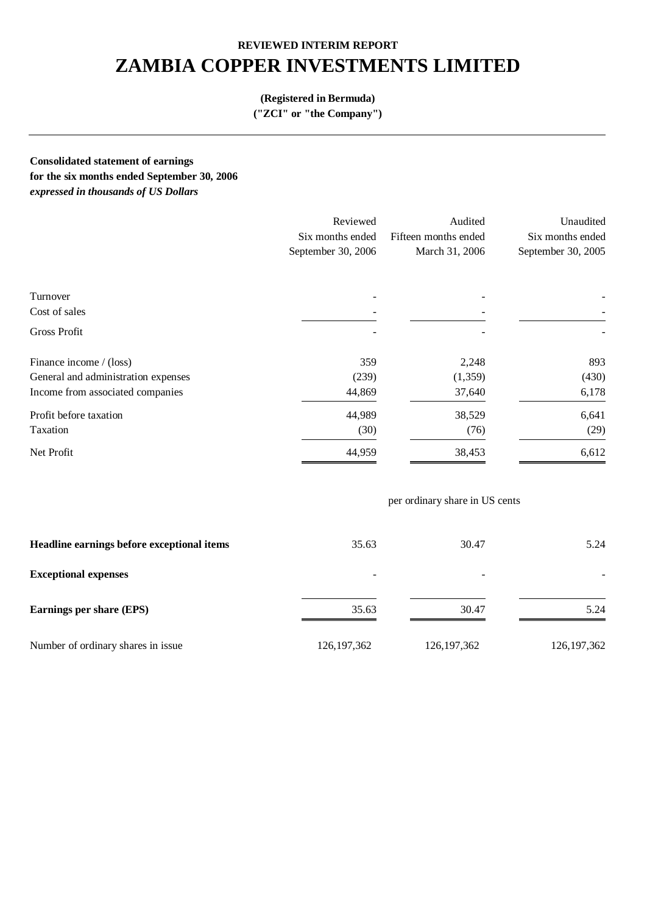**REVIEWED INTERIM REPORT**

# ZAMBIA COPPER INVESTMENTS LIMITED

**(Registered in Bermuda)**

**("ZCI" or "the Company")**

---

**Consolidated statement of earnings**

**for the six months ended September 30, 2006**

***expressed in thousands of US Dollars***

| | Reviewed Six months ended September 30, 2006 | Audited Fifteen months ended March 31, 2006 | Unaudited Six months ended September 30, 2005 |
|---|---|---|---|
| Turnover | - | - | - |
| Cost of sales | - | - | - |
| Gross Profit | - | - | - |
| Finance income / (loss) | 359 | 2,248 | 893 |
| General and administration expenses | (239) | (1,359) | (430) |
| Income from associated companies | 44,869 | 37,640 | 6,178 |
| Profit before taxation | 44,989 | 38,529 | 6,641 |
| Taxation | (30) | (76) | (29) |
| Net Profit | 44,959 | 38,453 | 6,612 |

| | per ordinary share in US cents | | |
|---|---|---|---|
| **Headline earnings before exceptional items** | 35.63 | 30.47 | 5.24 |
| **Exceptional expenses** | - | - | - |
| **Earnings per share (EPS)** | 35.63 | 30.47 | 5.24 |
| Number of ordinary shares in issue | 126,197,362 | 126,197,362 | 126,197,362 |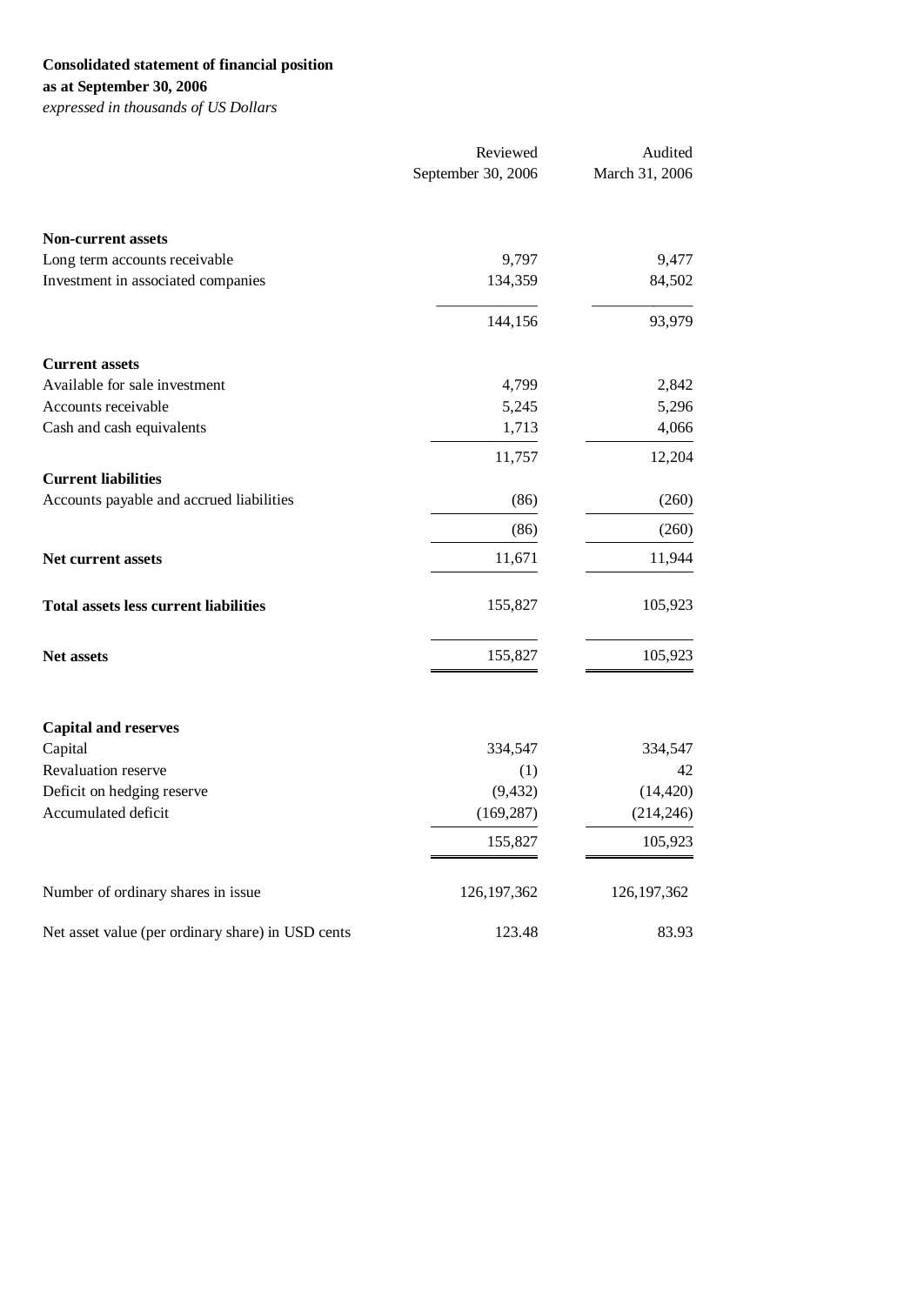**Consolidated statement of financial position**
**as at September 30, 2006**
*expressed in thousands of US Dollars*

| | Reviewed September 30, 2006 | Audited March 31, 2006 |
|---|---|---|
| **Non-current assets** | | |
| Long term accounts receivable | 9,797 | 9,477 |
| Investment in associated companies | 134,359 | 84,502 |
| | 144,156 | 93,979 |
| **Current assets** | | |
| Available for sale investment | 4,799 | 2,842 |
| Accounts receivable | 5,245 | 5,296 |
| Cash and cash equivalents | 1,713 | 4,066 |
| | 11,757 | 12,204 |
| **Current liabilities** | | |
| Accounts payable and accrued liabilities | (86) | (260) |
| | (86) | (260) |
| **Net current assets** | 11,671 | 11,944 |
| **Total assets less current liabilities** | 155,827 | 105,923 |
| **Net assets** | 155,827 | 105,923 |
| **Capital and reserves** | | |
| Capital | 334,547 | 334,547 |
| Revaluation reserve | (1) | 42 |
| Deficit on hedging reserve | (9,432) | (14,420) |
| Accumulated deficit | (169,287) | (214,246) |
| | 155,827 | 105,923 |
| Number of ordinary shares in issue | 126,197,362 | 126,197,362 |
| Net asset value (per ordinary share) in USD cents | 123.48 | 83.93 |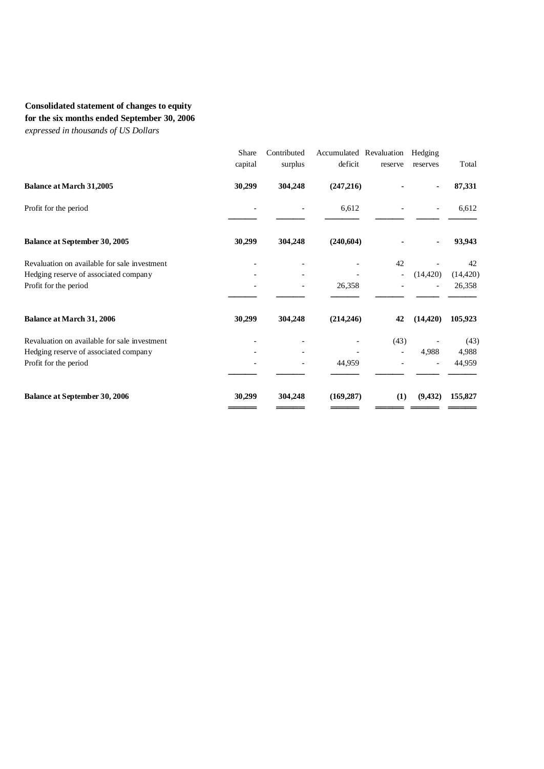**Consolidated statement of changes to equity**
**for the six months ended September 30, 2006**
*expressed in thousands of US Dollars*

| | Share capital | Contributed surplus | Accumulated deficit | Revaluation reserve | Hedging reserves | Total |
|---|---|---|---|---|---|---|
| **Balance at March 31,2005** | **30,299** | **304,248** | **(247,216)** | **-** | **-** | **87,331** |
| Profit for the period | - | - | 6,612 | - | - | 6,612 |
| **Balance at September 30, 2005** | **30,299** | **304,248** | **(240,604)** | **-** | **-** | **93,943** |
| Revaluation on available for sale investment | - | - | - | 42 | - | 42 |
| Hedging reserve of associated company | - | - | - | - | (14,420) | (14,420) |
| Profit for the period | - | - | 26,358 | - | - | 26,358 |
| **Balance at March 31, 2006** | **30,299** | **304,248** | **(214,246)** | **42** | **(14,420)** | **105,923** |
| Revaluation on available for sale investment | - | - | - | (43) | - | (43) |
| Hedging reserve of associated company | - | - | - | - | 4,988 | 4,988 |
| Profit for the period | - | - | 44,959 | - | - | 44,959 |
| **Balance at September 30, 2006** | **30,299** | **304,248** | **(169,287)** | **(1)** | **(9,432)** | **155,827** |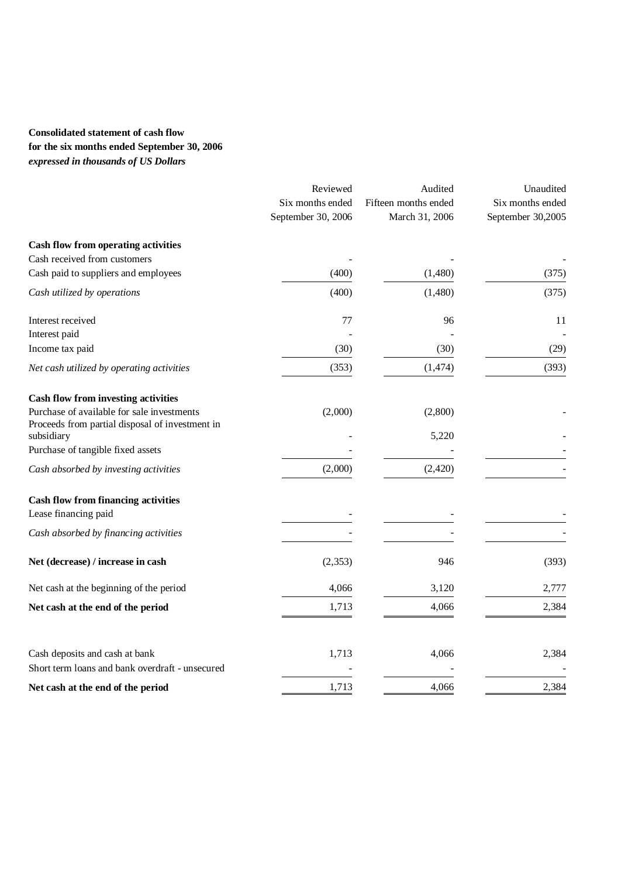**Consolidated statement of cash flow**
**for the six months ended September 30, 2006**
***expressed in thousands of US Dollars***

| | Reviewed<br>Six months ended<br>September 30, 2006 | Audited<br>Fifteen months ended<br>March 31, 2006 | Unaudited<br>Six months ended<br>September 30,2005 |
|---|---|---|---|
| **Cash flow from operating activities** | | | |
| Cash received from customers | - | - | - |
| Cash paid to suppliers and employees | (400) | (1,480) | (375) |
| *Cash utilized by operations* | (400) | (1,480) | (375) |
| Interest received | 77 | 96 | 11 |
| Interest paid | - | - | - |
| Income tax paid | (30) | (30) | (29) |
| *Net cash utilized by operating activities* | (353) | (1,474) | (393) |
| **Cash flow from investing activities** | | | |
| Purchase of available for sale investments | (2,000) | (2,800) | - |
| Proceeds from partial disposal of investment in subsidiary | - | 5,220 | - |
| Purchase of tangible fixed assets | - | - | - |
| *Cash absorbed by investing activities* | (2,000) | (2,420) | - |
| **Cash flow from financing activities** | | | |
| Lease financing paid | - | - | - |
| *Cash absorbed by financing activities* | - | - | - |
| **Net (decrease) / increase in cash** | (2,353) | 946 | (393) |
| Net cash at the beginning of the period | 4,066 | 3,120 | 2,777 |
| **Net cash at the end of the period** | 1,713 | 4,066 | 2,384 |
| Cash deposits and cash at bank | 1,713 | 4,066 | 2,384 |
| Short term loans and bank overdraft - unsecured | - | - | - |
| **Net cash at the end of the period** | 1,713 | 4,066 | 2,384 |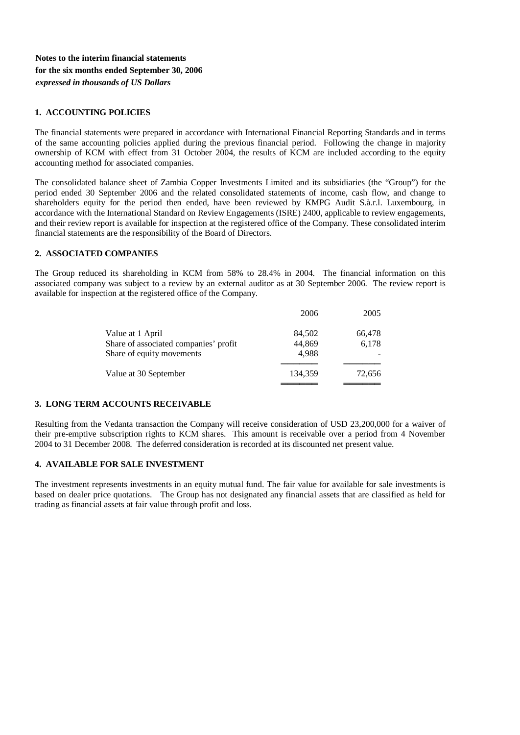**Notes to the interim financial statements**
**for the six months ended September 30, 2006**
***expressed in thousands of US Dollars***

## 1. ACCOUNTING POLICIES

The financial statements were prepared in accordance with International Financial Reporting Standards and in terms of the same accounting policies applied during the previous financial period. Following the change in majority ownership of KCM with effect from 31 October 2004, the results of KCM are included according to the equity accounting method for associated companies.

The consolidated balance sheet of Zambia Copper Investments Limited and its subsidiaries (the "Group") for the period ended 30 September 2006 and the related consolidated statements of income, cash flow, and change to shareholders equity for the period then ended, have been reviewed by KMPG Audit S.à.r.l. Luxembourg, in accordance with the International Standard on Review Engagements (ISRE) 2400, applicable to review engagements, and their review report is available for inspection at the registered office of the Company. These consolidated interim financial statements are the responsibility of the Board of Directors.

## 2. ASSOCIATED COMPANIES

The Group reduced its shareholding in KCM from 58% to 28.4% in 2004. The financial information on this associated company was subject to a review by an external auditor as at 30 September 2006. The review report is available for inspection at the registered office of the Company.

| | 2006 | 2005 |
|---|---|---|
| Value at 1 April | 84,502 | 66,478 |
| Share of associated companies' profit | 44,869 | 6,178 |
| Share of equity movements | 4,988 | - |
| Value at 30 September | 134,359 | 72,656 |

## 3. LONG TERM ACCOUNTS RECEIVABLE

Resulting from the Vedanta transaction the Company will receive consideration of USD 23,200,000 for a waiver of their pre-emptive subscription rights to KCM shares. This amount is receivable over a period from 4 November 2004 to 31 December 2008. The deferred consideration is recorded at its discounted net present value.

## 4. AVAILABLE FOR SALE INVESTMENT

The investment represents investments in an equity mutual fund. The fair value for available for sale investments is based on dealer price quotations. The Group has not designated any financial assets that are classified as held for trading as financial assets at fair value through profit and loss.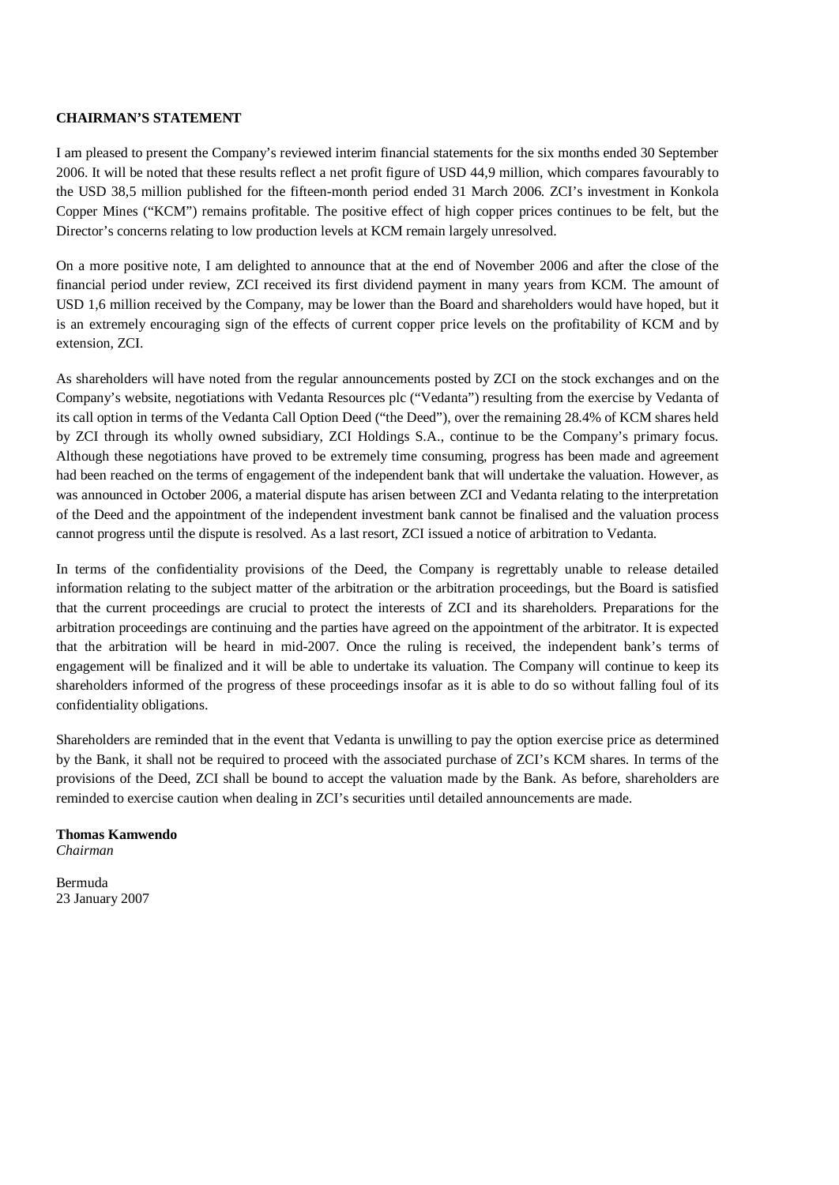**CHAIRMAN'S STATEMENT**

I am pleased to present the Company's reviewed interim financial statements for the six months ended 30 September 2006. It will be noted that these results reflect a net profit figure of USD 44,9 million, which compares favourably to the USD 38,5 million published for the fifteen-month period ended 31 March 2006. ZCI's investment in Konkola Copper Mines ("KCM") remains profitable. The positive effect of high copper prices continues to be felt, but the Director's concerns relating to low production levels at KCM remain largely unresolved.

On a more positive note, I am delighted to announce that at the end of November 2006 and after the close of the financial period under review, ZCI received its first dividend payment in many years from KCM. The amount of USD 1,6 million received by the Company, may be lower than the Board and shareholders would have hoped, but it is an extremely encouraging sign of the effects of current copper price levels on the profitability of KCM and by extension, ZCI.

As shareholders will have noted from the regular announcements posted by ZCI on the stock exchanges and on the Company's website, negotiations with Vedanta Resources plc ("Vedanta") resulting from the exercise by Vedanta of its call option in terms of the Vedanta Call Option Deed ("the Deed"), over the remaining 28.4% of KCM shares held by ZCI through its wholly owned subsidiary, ZCI Holdings S.A., continue to be the Company's primary focus. Although these negotiations have proved to be extremely time consuming, progress has been made and agreement had been reached on the terms of engagement of the independent bank that will undertake the valuation. However, as was announced in October 2006, a material dispute has arisen between ZCI and Vedanta relating to the interpretation of the Deed and the appointment of the independent investment bank cannot be finalised and the valuation process cannot progress until the dispute is resolved. As a last resort, ZCI issued a notice of arbitration to Vedanta.

In terms of the confidentiality provisions of the Deed, the Company is regrettably unable to release detailed information relating to the subject matter of the arbitration or the arbitration proceedings, but the Board is satisfied that the current proceedings are crucial to protect the interests of ZCI and its shareholders. Preparations for the arbitration proceedings are continuing and the parties have agreed on the appointment of the arbitrator. It is expected that the arbitration will be heard in mid-2007. Once the ruling is received, the independent bank's terms of engagement will be finalized and it will be able to undertake its valuation. The Company will continue to keep its shareholders informed of the progress of these proceedings insofar as it is able to do so without falling foul of its confidentiality obligations.

Shareholders are reminded that in the event that Vedanta is unwilling to pay the option exercise price as determined by the Bank, it shall not be required to proceed with the associated purchase of ZCI's KCM shares. In terms of the provisions of the Deed, ZCI shall be bound to accept the valuation made by the Bank. As before, shareholders are reminded to exercise caution when dealing in ZCI's securities until detailed announcements are made.

**Thomas Kamwendo**
*Chairman*

Bermuda
23 January 2007